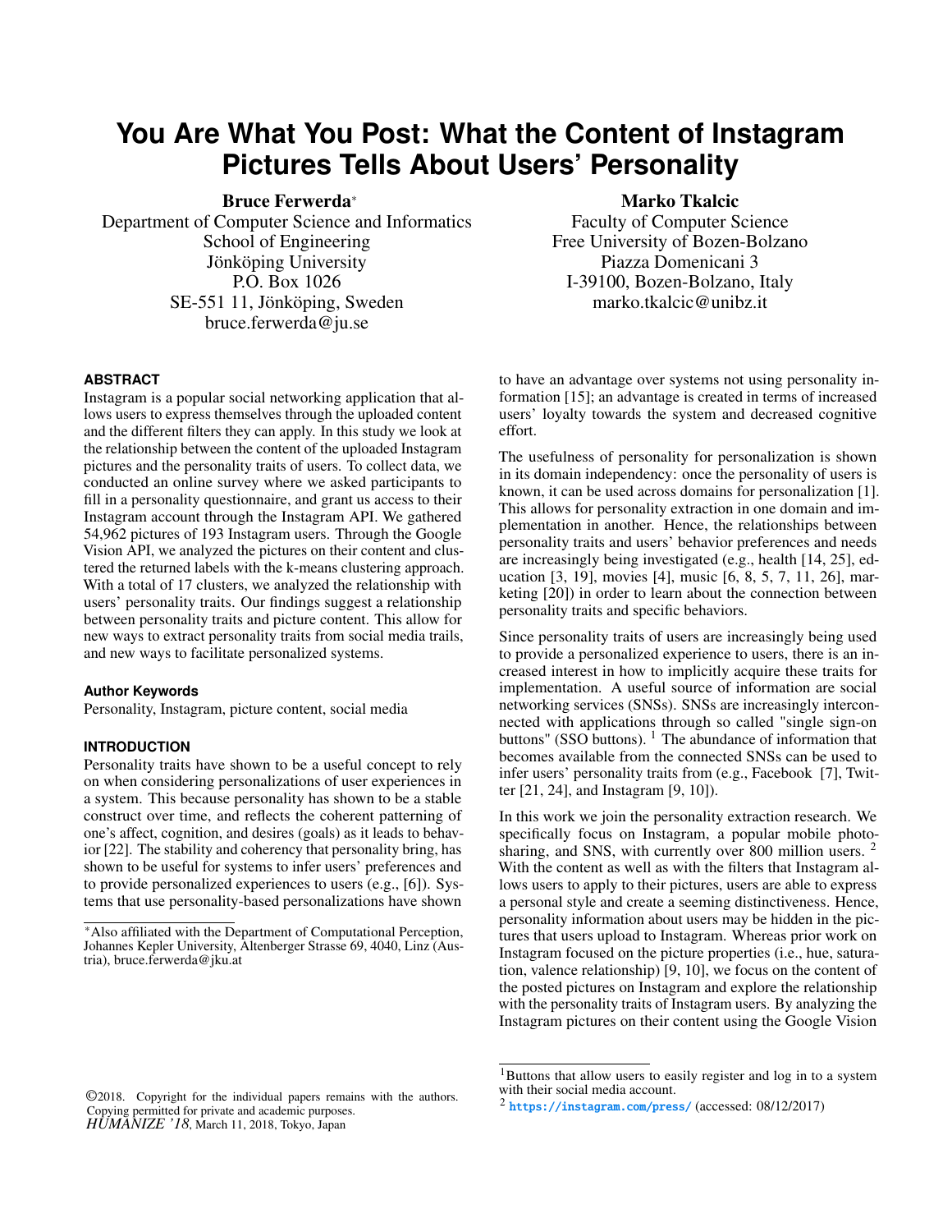# You Are What You Post: What the Content of Instagram Pictures Tells About Users' Personality

**Bruce Ferwerda***
Department of Computer Science and Informatics
School of Engineering
Jönköping University
P.O. Box 1026
SE-551 11, Jönköping, Sweden
bruce.ferwerda@ju.se

**Marko Tkalcic**
Faculty of Computer Science
Free University of Bozen-Bolzano
Piazza Domenicani 3
I-39100, Bozen-Bolzano, Italy
marko.tkalcic@unibz.it

### ABSTRACT

Instagram is a popular social networking application that allows users to express themselves through the uploaded content and the different filters they can apply. In this study we look at the relationship between the content of the uploaded Instagram pictures and the personality traits of users. To collect data, we conducted an online survey where we asked participants to fill in a personality questionnaire, and grant us access to their Instagram account through the Instagram API. We gathered 54,962 pictures of 193 Instagram users. Through the Google Vision API, we analyzed the pictures on their content and clustered the returned labels with the k-means clustering approach. With a total of 17 clusters, we analyzed the relationship with users' personality traits. Our findings suggest a relationship between personality traits and picture content. This allow for new ways to extract personality traits from social media trails, and new ways to facilitate personalized systems.

### Author Keywords

Personality, Instagram, picture content, social media

### INTRODUCTION

Personality traits have shown to be a useful concept to rely on when considering personalizations of user experiences in a system. This because personality has shown to be a stable construct over time, and reflects the coherent patterning of one's affect, cognition, and desires (goals) as it leads to behavior [22]. The stability and coherency that personality bring, has shown to be useful for systems to infer users' preferences and to provide personalized experiences to users (e.g., [6]). Systems that use personality-based personalizations have shown to have an advantage over systems not using personality information [15]; an advantage is created in terms of increased users' loyalty towards the system and decreased cognitive effort.

The usefulness of personality for personalization is shown in its domain independency: once the personality of users is known, it can be used across domains for personalization [1]. This allows for personality extraction in one domain and implementation in another. Hence, the relationships between personality traits and users' behavior preferences and needs are increasingly being investigated (e.g., health [14, 25], education [3, 19], movies [4], music [6, 8, 5, 7, 11, 26], marketing [20]) in order to learn about the connection between personality traits and specific behaviors.

Since personality traits of users are increasingly being used to provide a personalized experience to users, there is an increased interest in how to implicitly acquire these traits for implementation. A useful source of information are social networking services (SNSs). SNSs are increasingly interconnected with applications through so called "single sign-on buttons" (SSO buttons). [1] The abundance of information that becomes available from the connected SNSs can be used to infer users' personality traits from (e.g., Facebook [7], Twitter [21, 24], and Instagram [9, 10]).

In this work we join the personality extraction research. We specifically focus on Instagram, a popular mobile photo-sharing, and SNS, with currently over 800 million users. [2] With the content as well as with the filters that Instagram allows users to apply to their pictures, users are able to express a personal style and create a seeming distinctiveness. Hence, personality information about users may be hidden in the pictures that users upload to Instagram. Whereas prior work on Instagram focused on the picture properties (i.e., hue, saturation, valence relationship) [9, 10], we focus on the content of the posted pictures on Instagram and explore the relationship with the personality traits of Instagram users. By analyzing the Instagram pictures on their content using the Google Vision

*Also affiliated with the Department of Computational Perception, Johannes Kepler University, Altenberger Strasse 69, 4040, Linz (Austria), bruce.ferwerda@jku.at

[1] Buttons that allow users to easily register and log in to a system with their social media account.

[2] https://instagram.com/press/ (accessed: 08/12/2017)

©2018. Copyright for the individual papers remains with the authors. Copying permitted for private and academic purposes.
*HUMANIZE '18*, March 11, 2018, Tokyo, Japan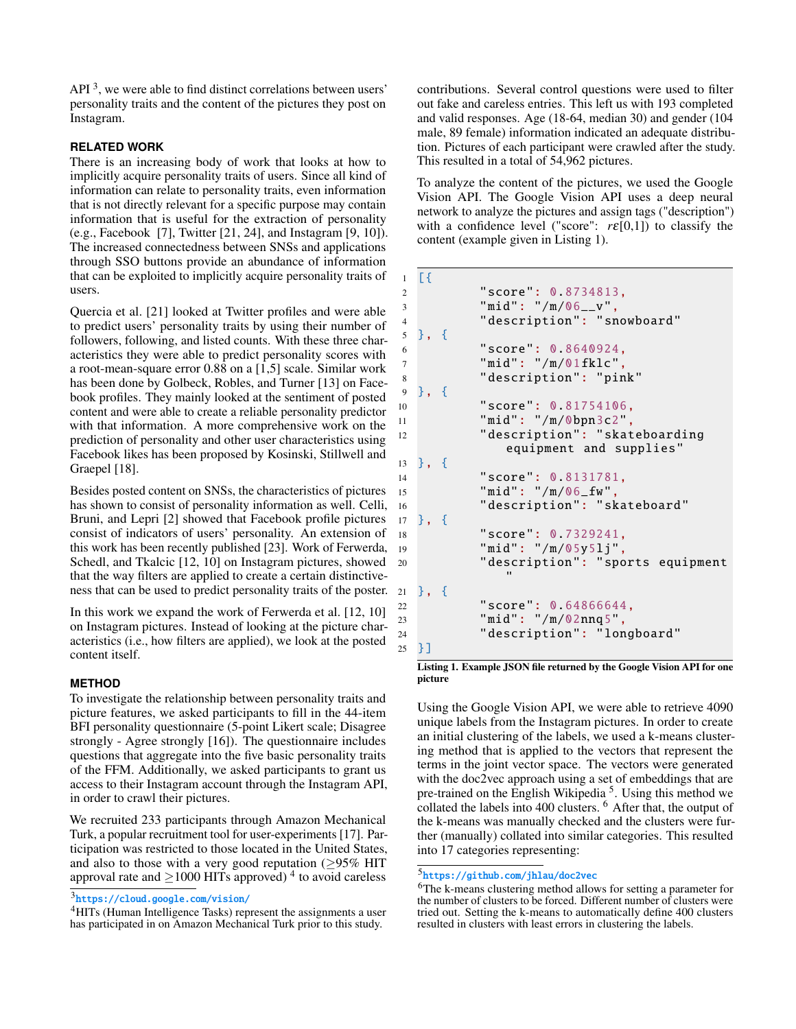API [3], we were able to find distinct correlations between users' personality traits and the content of the pictures they post on Instagram.

## RELATED WORK

There is an increasing body of work that looks at how to implicitly acquire personality traits of users. Since all kind of information can relate to personality traits, even information that is not directly relevant for a specific purpose may contain information that is useful for the extraction of personality (e.g., Facebook [7], Twitter [21, 24], and Instagram [9, 10]). The increased connectedness between SNSs and applications through SSO buttons provide an abundance of information that can be exploited to implicitly acquire personality traits of users.

Quercia et al. [21] looked at Twitter profiles and were able to predict users' personality traits by using their number of followers, following, and listed counts. With these three characteristics they were able to predict personality scores with a root-mean-square error 0.88 on a [1,5] scale. Similar work has been done by Golbeck, Robles, and Turner [13] on Facebook profiles. They mainly looked at the sentiment of posted content and were able to create a reliable personality predictor with that information. A more comprehensive work on the prediction of personality and other user characteristics using Facebook likes has been proposed by Kosinski, Stillwell and Graepel [18].

Besides posted content on SNSs, the characteristics of pictures has shown to consist of personality information as well. Celli, Bruni, and Lepri [2] showed that Facebook profile pictures consist of indicators of users' personality. An extension of this work has been recently published [23]. Work of Ferwerda, Schedl, and Tkalcic [12, 10] on Instagram pictures, showed that the way filters are applied to create a certain distinctiveness that can be used to predict personality traits of the poster.

In this work we expand the work of Ferwerda et al. [12, 10] on Instagram pictures. Instead of looking at the picture characteristics (i.e., how filters are applied), we look at the posted content itself.

## METHOD

To investigate the relationship between personality traits and picture features, we asked participants to fill in the 44-item BFI personality questionnaire (5-point Likert scale; Disagree strongly - Agree strongly [16]). The questionnaire includes questions that aggregate into the five basic personality traits of the FFM. Additionally, we asked participants to grant us access to their Instagram account through the Instagram API, in order to crawl their pictures.

We recruited 233 participants through Amazon Mechanical Turk, a popular recruitment tool for user-experiments [17]. Participation was restricted to those located in the United States, and also to those with a very good reputation (≥95% HIT approval rate and ≥1000 HITs approved) [4] to avoid careless contributions. Several control questions were used to filter out fake and careless entries. This left us with 193 completed and valid responses. Age (18-64, median 30) and gender (104 male, 89 female) information indicated an adequate distribution. Pictures of each participant were crawled after the study. This resulted in a total of 54,962 pictures.

To analyze the content of the pictures, we used the Google Vision API. The Google Vision API uses a deep neural network to analyze the pictures and assign tags ("description") with a confidence level ("score": $r\varepsilon[0,1]$) to classify the content (example given in Listing 1).

```
[{
        "score": 0.8734813,
        "mid": "/m/06__v",
        "description": "snowboard"
}, {
        "score": 0.8640924,
        "mid": "/m/01fklc",
        "description": "pink"
}, {
        "score": 0.81754106,
        "mid": "/m/0bpn3c2",
        "description": "skateboarding
           equipment and supplies"
}, {
        "score": 0.8131781,
        "mid": "/m/06_fw",
        "description": "skateboard"
}, {
        "score": 0.7329241,
        "mid": "/m/05y5lj",
        "description": "sports equipment
           "
}, {
        "score": 0.64866644,
        "mid": "/m/02nnq5",
        "description": "longboard"
}]
```

**Listing 1. Example JSON file returned by the Google Vision API for one picture**

Using the Google Vision API, we were able to retrieve 4090 unique labels from the Instagram pictures. In order to create an initial clustering of the labels, we used a k-means clustering method that is applied to the vectors that represent the terms in the joint vector space. The vectors were generated with the doc2vec approach using a set of embeddings that are pre-trained on the English Wikipedia [5]. Using this method we collated the labels into 400 clusters. [6] After that, the output of the k-means was manually checked and the clusters were further (manually) collated into similar categories. This resulted into 17 categories representing:

---

[3] https://cloud.google.com/vision/

[4] HITs (Human Intelligence Tasks) represent the assignments a user has participated in on Amazon Mechanical Turk prior to this study.

[5] https://github.com/jhlau/doc2vec

[6] The k-means clustering method allows for setting a parameter for the number of clusters to be forced. Different number of clusters were tried out. Setting the k-means to automatically define 400 clusters resulted in clusters with least errors in clustering the labels.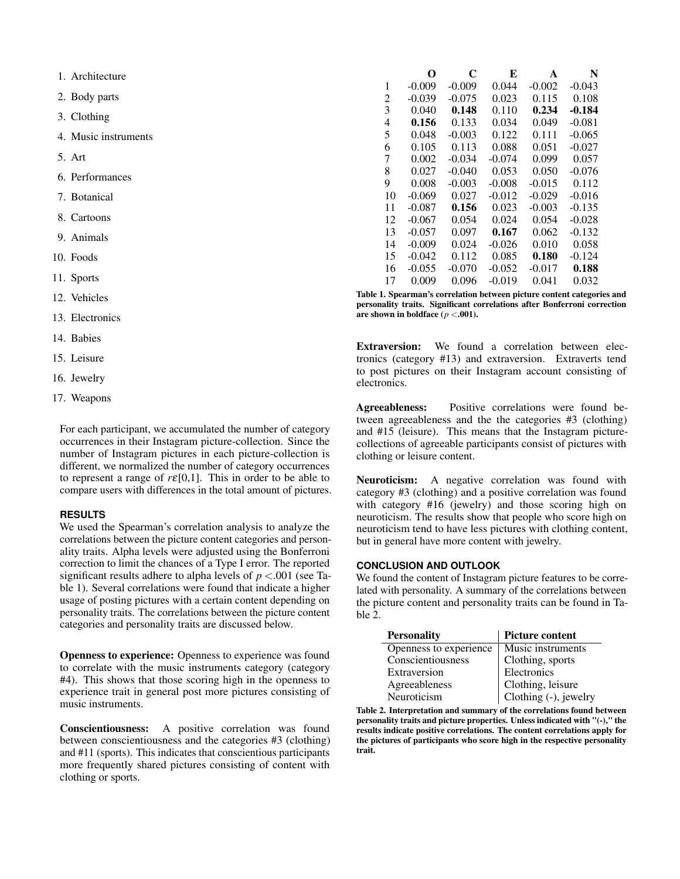1. Architecture
2. Body parts
3. Clothing
4. Music instruments
5. Art
6. Performances
7. Botanical
8. Cartoons
9. Animals
10. Foods
11. Sports
12. Vehicles
13. Electronics
14. Babies
15. Leisure
16. Jewelry
17. Weapons

For each participant, we accumulated the number of category occurrences in their Instagram picture-collection. Since the number of Instagram pictures in each picture-collection is different, we normalized the number of category occurrences to represent a range of $r\epsilon[0,1]$. This in order to be able to compare users with differences in the total amount of pictures.

### RESULTS

We used the Spearman's correlation analysis to analyze the correlations between the picture content categories and personality traits. Alpha levels were adjusted using the Bonferroni correction to limit the chances of a Type I error. The reported significant results adhere to alpha levels of $p < .001$ (see Table 1). Several correlations were found that indicate a higher usage of posting pictures with a certain content depending on personality traits. The correlations between the picture content categories and personality traits are discussed below.

**Openness to experience:** Openness to experience was found to correlate with the music instruments category (category #4). This shows that those scoring high in the openness to experience trait in general post more pictures consisting of music instruments.

**Conscientiousness:** A positive correlation was found between conscientiousness and the categories #3 (clothing) and #11 (sports). This indicates that conscientious participants more frequently shared pictures consisting of content with clothing or sports.

| | O | C | E | A | N |
|---|---|---|---|---|---|
| 1 | -0.009 | -0.009 | 0.044 | -0.002 | -0.043 |
| 2 | -0.039 | -0.075 | 0.023 | 0.115 | 0.108 |
| 3 | 0.040 | **0.148** | 0.110 | **0.234** | **-0.184** |
| 4 | **0.156** | 0.133 | 0.034 | 0.049 | -0.081 |
| 5 | 0.048 | -0.003 | 0.122 | 0.111 | -0.065 |
| 6 | 0.105 | 0.113 | 0.088 | 0.051 | -0.027 |
| 7 | 0.002 | -0.034 | -0.074 | 0.099 | 0.057 |
| 8 | 0.027 | -0.040 | 0.053 | 0.050 | -0.076 |
| 9 | 0.008 | -0.003 | -0.008 | -0.015 | 0.112 |
| 10 | -0.069 | 0.027 | -0.012 | -0.029 | -0.016 |
| 11 | -0.087 | **0.156** | 0.023 | -0.003 | -0.135 |
| 12 | -0.067 | 0.054 | 0.024 | 0.054 | -0.028 |
| 13 | -0.057 | 0.097 | **0.167** | 0.062 | -0.132 |
| 14 | -0.009 | 0.024 | -0.026 | 0.010 | 0.058 |
| 15 | -0.042 | 0.112 | 0.085 | **0.180** | -0.124 |
| 16 | -0.055 | -0.070 | -0.052 | -0.017 | **0.188** |
| 17 | 0.009 | 0.096 | -0.019 | 0.041 | 0.032 |

**Table 1. Spearman's correlation between picture content categories and personality traits. Significant correlations after Bonferroni correction are shown in boldface ($p < .001$).**

**Extraversion:** We found a correlation between electronics (category #13) and extraversion. Extraverts tend to post pictures on their Instagram account consisting of electronics.

**Agreeableness:** Positive correlations were found between agreeableness and the the categories #3 (clothing) and #15 (leisure). This means that the Instagram picture-collections of agreeable participants consist of pictures with clothing or leisure content.

**Neuroticism:** A negative correlation was found with category #3 (clothing) and a positive correlation was found with category #16 (jewelry) and those scoring high on neuroticism. The results show that people who score high on neuroticism tend to have less pictures with clothing content, but in general have more content with jewelry.

### CONCLUSION AND OUTLOOK

We found the content of Instagram picture features to be correlated with personality. A summary of the correlations between the picture content and personality traits can be found in Table 2.

| Personality | Picture content |
|---|---|
| Openness to experience | Music instruments |
| Conscientiousness | Clothing, sports |
| Extraversion | Electronics |
| Agreeableness | Clothing, leisure |
| Neuroticism | Clothing (-), jewelry |

**Table 2. Interpretation and summary of the correlations found between personality traits and picture properties. Unless indicated with "(-)," the results indicate positive correlations. The content correlations apply for the pictures of participants who score high in the respective personality trait.**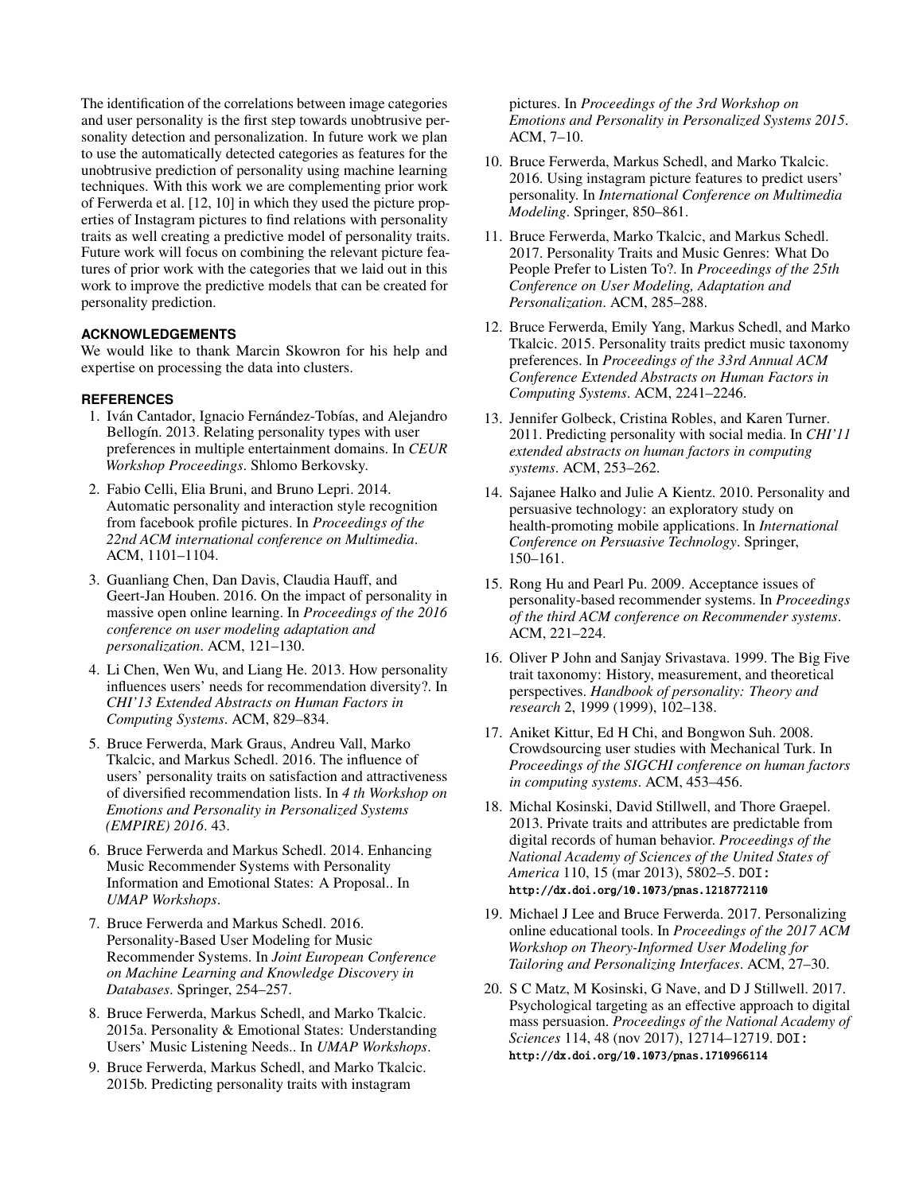The identification of the correlations between image categories and user personality is the first step towards unobtrusive personality detection and personalization. In future work we plan to use the automatically detected categories as features for the unobtrusive prediction of personality using machine learning techniques. With this work we are complementing prior work of Ferwerda et al. [12, 10] in which they used the picture properties of Instagram pictures to find relations with personality traits as well creating a predictive model of personality traits. Future work will focus on combining the relevant picture features of prior work with the categories that we laid out in this work to improve the predictive models that can be created for personality prediction.

## ACKNOWLEDGEMENTS

We would like to thank Marcin Skowron for his help and expertise on processing the data into clusters.

## REFERENCES

1. Iván Cantador, Ignacio Fernández-Tobías, and Alejandro Bellogín. 2013. Relating personality types with user preferences in multiple entertainment domains. In *CEUR Workshop Proceedings*. Shlomo Berkovsky.
2. Fabio Celli, Elia Bruni, and Bruno Lepri. 2014. Automatic personality and interaction style recognition from facebook profile pictures. In *Proceedings of the 22nd ACM international conference on Multimedia*. ACM, 1101–1104.
3. Guanliang Chen, Dan Davis, Claudia Hauff, and Geert-Jan Houben. 2016. On the impact of personality in massive open online learning. In *Proceedings of the 2016 conference on user modeling adaptation and personalization*. ACM, 121–130.
4. Li Chen, Wen Wu, and Liang He. 2013. How personality influences users' needs for recommendation diversity?. In *CHI'13 Extended Abstracts on Human Factors in Computing Systems*. ACM, 829–834.
5. Bruce Ferwerda, Mark Graus, Andreu Vall, Marko Tkalcic, and Markus Schedl. 2016. The influence of users' personality traits on satisfaction and attractiveness of diversified recommendation lists. In *4 th Workshop on Emotions and Personality in Personalized Systems (EMPIRE) 2016*. 43.
6. Bruce Ferwerda and Markus Schedl. 2014. Enhancing Music Recommender Systems with Personality Information and Emotional States: A Proposal.. In *UMAP Workshops*.
7. Bruce Ferwerda and Markus Schedl. 2016. Personality-Based User Modeling for Music Recommender Systems. In *Joint European Conference on Machine Learning and Knowledge Discovery in Databases*. Springer, 254–257.
8. Bruce Ferwerda, Markus Schedl, and Marko Tkalcic. 2015a. Personality & Emotional States: Understanding Users' Music Listening Needs.. In *UMAP Workshops*.
9. Bruce Ferwerda, Markus Schedl, and Marko Tkalcic. 2015b. Predicting personality traits with instagram pictures. In *Proceedings of the 3rd Workshop on Emotions and Personality in Personalized Systems 2015*. ACM, 7–10.
10. Bruce Ferwerda, Markus Schedl, and Marko Tkalcic. 2016. Using instagram picture features to predict users' personality. In *International Conference on Multimedia Modeling*. Springer, 850–861.
11. Bruce Ferwerda, Marko Tkalcic, and Markus Schedl. 2017. Personality Traits and Music Genres: What Do People Prefer to Listen To?. In *Proceedings of the 25th Conference on User Modeling, Adaptation and Personalization*. ACM, 285–288.
12. Bruce Ferwerda, Emily Yang, Markus Schedl, and Marko Tkalcic. 2015. Personality traits predict music taxonomy preferences. In *Proceedings of the 33rd Annual ACM Conference Extended Abstracts on Human Factors in Computing Systems*. ACM, 2241–2246.
13. Jennifer Golbeck, Cristina Robles, and Karen Turner. 2011. Predicting personality with social media. In *CHI'11 extended abstracts on human factors in computing systems*. ACM, 253–262.
14. Sajanee Halko and Julie A Kientz. 2010. Personality and persuasive technology: an exploratory study on health-promoting mobile applications. In *International Conference on Persuasive Technology*. Springer, 150–161.
15. Rong Hu and Pearl Pu. 2009. Acceptance issues of personality-based recommender systems. In *Proceedings of the third ACM conference on Recommender systems*. ACM, 221–224.
16. Oliver P John and Sanjay Srivastava. 1999. The Big Five trait taxonomy: History, measurement, and theoretical perspectives. *Handbook of personality: Theory and research* 2, 1999 (1999), 102–138.
17. Aniket Kittur, Ed H Chi, and Bongwon Suh. 2008. Crowdsourcing user studies with Mechanical Turk. In *Proceedings of the SIGCHI conference on human factors in computing systems*. ACM, 453–456.
18. Michal Kosinski, David Stillwell, and Thore Graepel. 2013. Private traits and attributes are predictable from digital records of human behavior. *Proceedings of the National Academy of Sciences of the United States of America* 110, 15 (mar 2013), 5802–5. DOI: http://dx.doi.org/10.1073/pnas.1218772110
19. Michael J Lee and Bruce Ferwerda. 2017. Personalizing online educational tools. In *Proceedings of the 2017 ACM Workshop on Theory-Informed User Modeling for Tailoring and Personalizing Interfaces*. ACM, 27–30.
20. S C Matz, M Kosinski, G Nave, and D J Stillwell. 2017. Psychological targeting as an effective approach to digital mass persuasion. *Proceedings of the National Academy of Sciences* 114, 48 (nov 2017), 12714–12719. DOI: http://dx.doi.org/10.1073/pnas.1710966114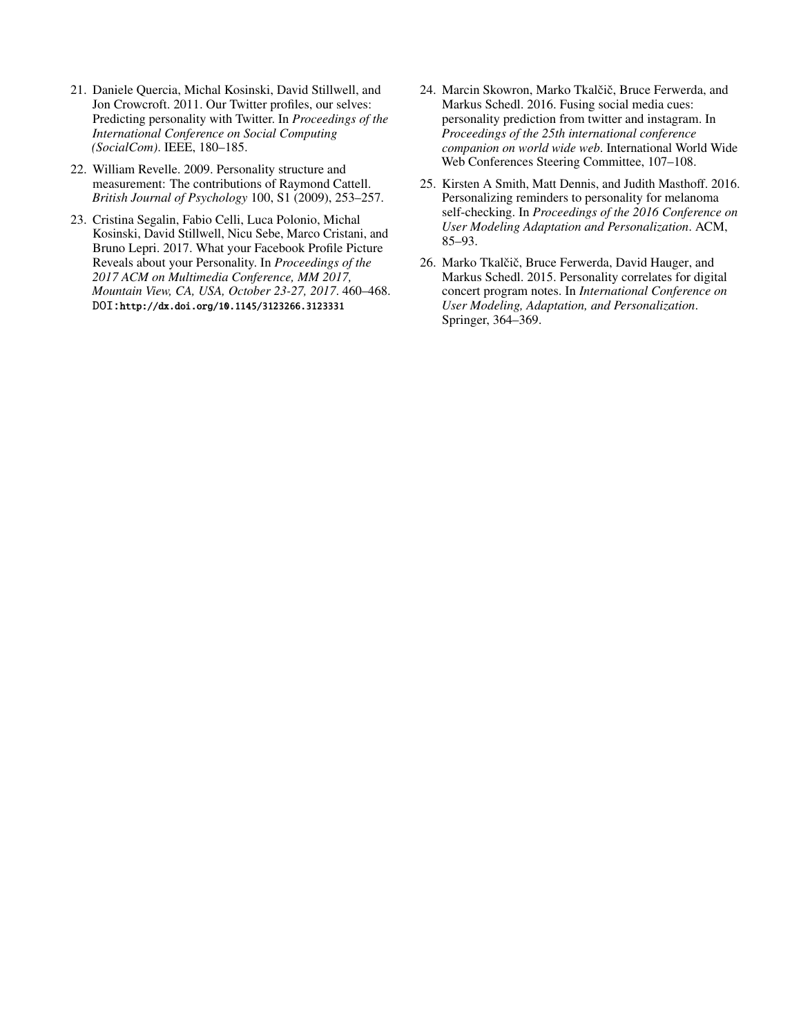21. Daniele Quercia, Michal Kosinski, David Stillwell, and Jon Crowcroft. 2011. Our Twitter profiles, our selves: Predicting personality with Twitter. In *Proceedings of the International Conference on Social Computing (SocialCom)*. IEEE, 180–185.

22. William Revelle. 2009. Personality structure and measurement: The contributions of Raymond Cattell. *British Journal of Psychology* 100, S1 (2009), 253–257.

23. Cristina Segalin, Fabio Celli, Luca Polonio, Michal Kosinski, David Stillwell, Nicu Sebe, Marco Cristani, and Bruno Lepri. 2017. What your Facebook Profile Picture Reveals about your Personality. In *Proceedings of the 2017 ACM on Multimedia Conference, MM 2017, Mountain View, CA, USA, October 23-27, 2017*. 460–468. DOI: http://dx.doi.org/10.1145/3123266.3123331

24. Marcin Skowron, Marko Tkalčič, Bruce Ferwerda, and Markus Schedl. 2016. Fusing social media cues: personality prediction from twitter and instagram. In *Proceedings of the 25th international conference companion on world wide web*. International World Wide Web Conferences Steering Committee, 107–108.

25. Kirsten A Smith, Matt Dennis, and Judith Masthoff. 2016. Personalizing reminders to personality for melanoma self-checking. In *Proceedings of the 2016 Conference on User Modeling Adaptation and Personalization*. ACM, 85–93.

26. Marko Tkalčič, Bruce Ferwerda, David Hauger, and Markus Schedl. 2015. Personality correlates for digital concert program notes. In *International Conference on User Modeling, Adaptation, and Personalization*. Springer, 364–369.